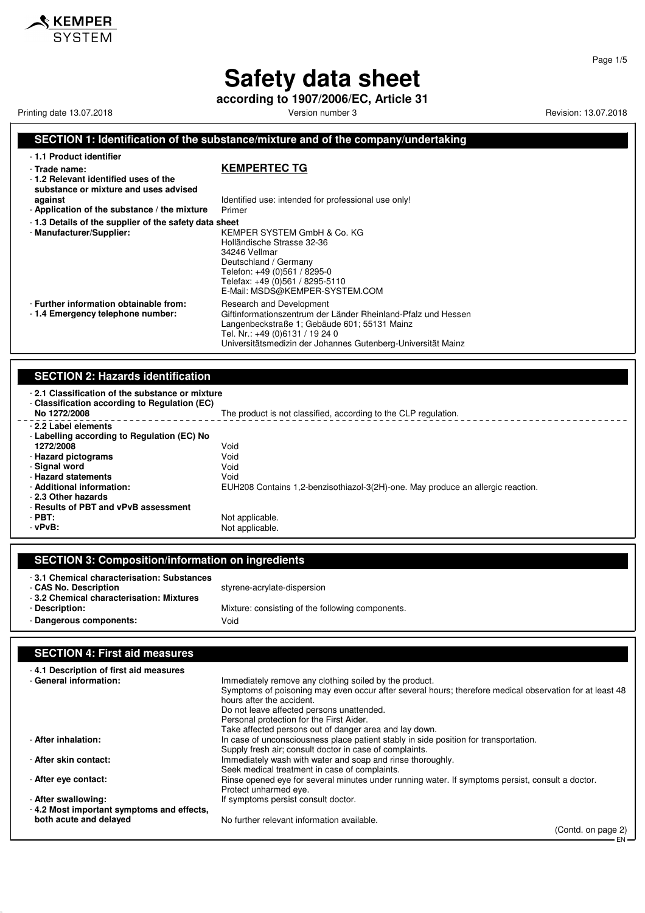KEMPER SYSTEM

# Safety data sheet

**according to 1907/2006/EC, Article 31**

Printing date 13.07.2018 | Version number 3 | Revision: 13.07.2018

## SECTION 1: Identification of the substance/mixture and of the company/undertaking

- **1.1 Product identifier**
- **Trade name:** **KEMPERTEC TG**
- **1.2 Relevant identified uses of the substance or mixture and uses advised against** Identified use: intended for professional use only!
- **Application of the substance / the mixture** Primer
- **1.3 Details of the supplier of the safety data sheet**
- **Manufacturer/Supplier:**
  KEMPER SYSTEM GmbH & Co. KG
  Holländische Strasse 32-36
  34246 Vellmar
  Deutschland / Germany
  Telefon: +49 (0)561 / 8295-0
  Telefax: +49 (0)561 / 8295-5110
  E-Mail: MSDS@KEMPER-SYSTEM.COM
- **Further information obtainable from:** Research and Development
- **1.4 Emergency telephone number:**
  Giftinformationszentrum der Länder Rheinland-Pfalz und Hessen
  Langenbeckstraße 1; Gebäude 601; 55131 Mainz
  Tel. Nr.: +49 (0)6131 / 19 24 0
  Universitätsmedizin der Johannes Gutenberg-Universität Mainz

## SECTION 2: Hazards identification

- **2.1 Classification of the substance or mixture**
- **Classification according to Regulation (EC) No 1272/2008** The product is not classified, according to the CLP regulation.
- **2.2 Label elements**
- **Labelling according to Regulation (EC) No 1272/2008** Void
- **Hazard pictograms** Void
- **Signal word** Void
- **Hazard statements** Void
- **Additional information:** EUH208 Contains 1,2-benzisothiazol-3(2H)-one. May produce an allergic reaction.
- **2.3 Other hazards**
- **Results of PBT and vPvB assessment**
- **PBT:** Not applicable.
- **vPvB:** Not applicable.

## SECTION 3: Composition/information on ingredients

- **3.1 Chemical characterisation: Substances**
- **CAS No. Description** styrene-acrylate-dispersion
- **3.2 Chemical characterisation: Mixtures**
- **Description:** Mixture: consisting of the following components.
- **Dangerous components:** Void

## SECTION 4: First aid measures

- **4.1 Description of first aid measures**
- **General information:**
  Immediately remove any clothing soiled by the product.
  Symptoms of poisoning may even occur after several hours; therefore medical observation for at least 48 hours after the accident.
  Do not leave affected persons unattended.
  Personal protection for the First Aider.
  Take affected persons out of danger area and lay down.
- **After inhalation:**
  In case of unconsciousness place patient stably in side position for transportation.
  Supply fresh air; consult doctor in case of complaints.
- **After skin contact:**
  Immediately wash with water and soap and rinse thoroughly.
  Seek medical treatment in case of complaints.
- **After eye contact:**
  Rinse opened eye for several minutes under running water. If symptoms persist, consult a doctor.
  Protect unharmed eye.
- **After swallowing:** If symptoms persist consult doctor.
- **4.2 Most important symptoms and effects, both acute and delayed** No further relevant information available.

(Contd. on page 2)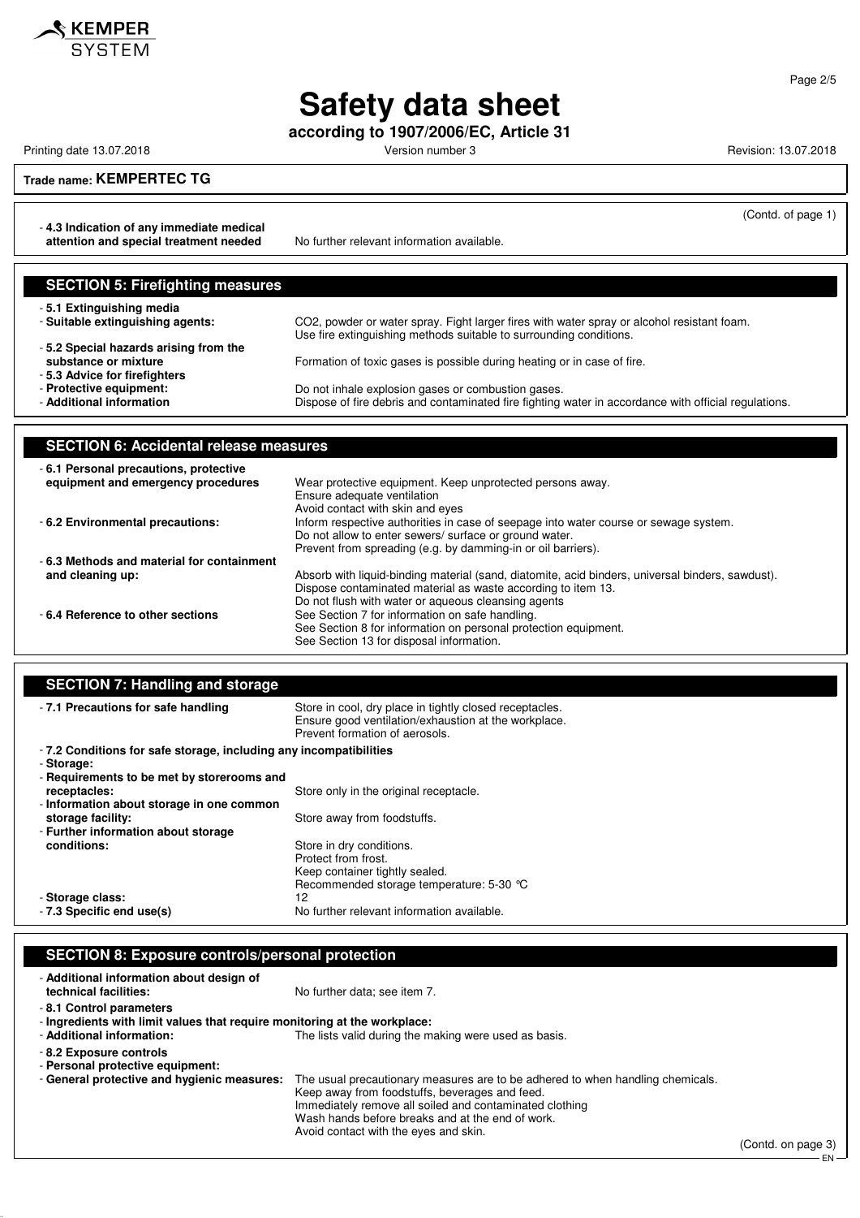# Safety data sheet

**according to 1907/2006/EC, Article 31**

Printing date 13.07.2018 | Version number 3 | Revision: 13.07.2018

**Trade name: KEMPERTEC TG**

(Contd. of page 1)

- **4.3 Indication of any immediate medical attention and special treatment needed** — No further relevant information available.

## SECTION 5: Firefighting measures

- **5.1 Extinguishing media**
- **Suitable extinguishing agents:** $CO_2$, powder or water spray. Fight larger fires with water spray or alcohol resistant foam. Use fire extinguishing methods suitable to surrounding conditions.
- **5.2 Special hazards arising from the substance or mixture** — Formation of toxic gases is possible during heating or in case of fire.
- **5.3 Advice for firefighters**
- **Protective equipment:** Do not inhale explosion gases or combustion gases.
- **Additional information** — Dispose of fire debris and contaminated fire fighting water in accordance with official regulations.

## SECTION 6: Accidental release measures

- **6.1 Personal precautions, protective equipment and emergency procedures** — Wear protective equipment. Keep unprotected persons away.
  Ensure adequate ventilation
  Avoid contact with skin and eyes
- **6.2 Environmental precautions:** Inform respective authorities in case of seepage into water course or sewage system.
  Do not allow to enter sewers/ surface or ground water.
  Prevent from spreading (e.g. by damming-in or oil barriers).
- **6.3 Methods and material for containment and cleaning up:** Absorb with liquid-binding material (sand, diatomite, acid binders, universal binders, sawdust).
  Dispose contaminated material as waste according to item 13.
  Do not flush with water or aqueous cleansing agents
- **6.4 Reference to other sections** — See Section 7 for information on safe handling.
  See Section 8 for information on personal protection equipment.
  See Section 13 for disposal information.

## SECTION 7: Handling and storage

- **7.1 Precautions for safe handling** — Store in cool, dry place in tightly closed receptacles.
  Ensure good ventilation/exhaustion at the workplace.
  Prevent formation of aerosols.
- **7.2 Conditions for safe storage, including any incompatibilities**
- **Storage:**
- **Requirements to be met by storerooms and receptacles:** Store only in the original receptacle.
- **Information about storage in one common storage facility:** Store away from foodstuffs.
- **Further information about storage conditions:** Store in dry conditions.
  Protect from frost.
  Keep container tightly sealed.
  Recommended storage temperature: 5-30 °C
- **Storage class:** 12
- **7.3 Specific end use(s)** — No further relevant information available.

## SECTION 8: Exposure controls/personal protection

- **Additional information about design of technical facilities:** No further data; see item 7.
- **8.1 Control parameters**
- **Ingredients with limit values that require monitoring at the workplace:**
- **Additional information:** The lists valid during the making were used as basis.
- **8.2 Exposure controls**
- **Personal protective equipment:**
- **General protective and hygienic measures:** The usual precautionary measures are to be adhered to when handling chemicals.
  Keep away from foodstuffs, beverages and feed.
  Immediately remove all soiled and contaminated clothing
  Wash hands before breaks and at the end of work.
  Avoid contact with the eyes and skin.

(Contd. on page 3)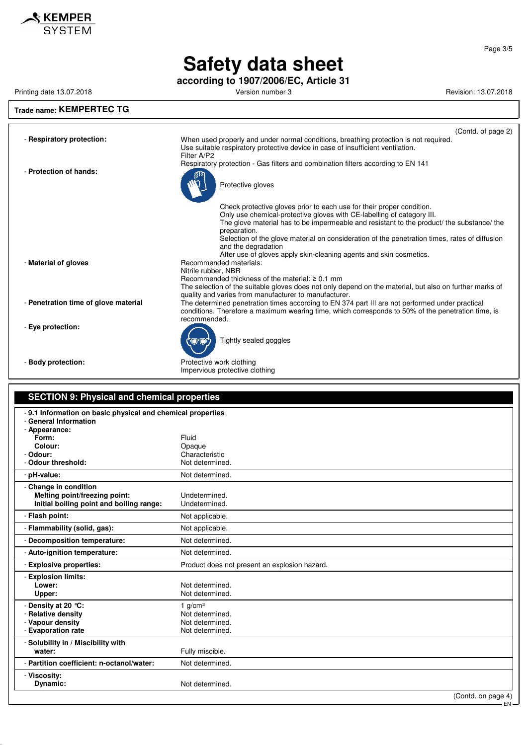**Trade name: KEMPERTEC TG**

(Contd. of page 2)

- **Respiratory protection:** When used properly and under normal conditions, breathing protection is not required.
  Use suitable respiratory protective device in case of insufficient ventilation.
  Filter A/P2
  Respiratory protection - Gas filters and combination filters according to EN 141
- **Protection of hands:**
  Protective gloves

  Check protective gloves prior to each use for their proper condition.
  Only use chemical-protective gloves with CE-labelling of category III.
  The glove material has to be impermeable and resistant to the product/ the substance/ the preparation.
  Selection of the glove material on consideration of the penetration times, rates of diffusion and the degradation
  After use of gloves apply skin-cleaning agents and skin cosmetics.
- **Material of gloves** Recommended materials:
  Nitrile rubber, NBR
  Recommended thickness of the material: ≥ 0.1 mm
  The selection of the suitable gloves does not only depend on the material, but also on further marks of quality and varies from manufacturer to manufacturer.
- **Penetration time of glove material** The determined penetration times according to EN 374 part III are not performed under practical conditions. Therefore a maximum wearing time, which corresponds to 50% of the penetration time, is recommended.
- **Eye protection:**
  Tightly sealed goggles
- **Body protection:** Protective work clothing
  Impervious protective clothing

## SECTION 9: Physical and chemical properties

- **9.1 Information on basic physical and chemical properties**
- **General Information**

| Property | Value |
|---|---|
| - **Appearance:** | |
| **Form:** | Fluid |
| **Colour:** | Opaque |
| - **Odour:** | Characteristic |
| - **Odour threshold:** | Not determined. |
| - **pH-value:** | Not determined. |
| - **Change in condition** | |
| **Melting point/freezing point:** | Undetermined. |
| **Initial boiling point and boiling range:** | Undetermined. |
| - **Flash point:** | Not applicable. |
| - **Flammability (solid, gas):** | Not applicable. |
| - **Decomposition temperature:** | Not determined. |
| - **Auto-ignition temperature:** | Not determined. |
| - **Explosive properties:** | Product does not present an explosion hazard. |
| - **Explosion limits:** | |
| **Lower:** | Not determined. |
| **Upper:** | Not determined. |
| - **Density at 20 °C:** | 1 g/cm³ |
| - **Relative density** | Not determined. |
| - **Vapour density** | Not determined. |
| - **Evaporation rate** | Not determined. |
| - **Solubility in / Miscibility with water:** | Fully miscible. |
| - **Partition coefficient: n-octanol/water:** | Not determined. |
| - **Viscosity:** | |
| **Dynamic:** | Not determined. |

(Contd. on page 4)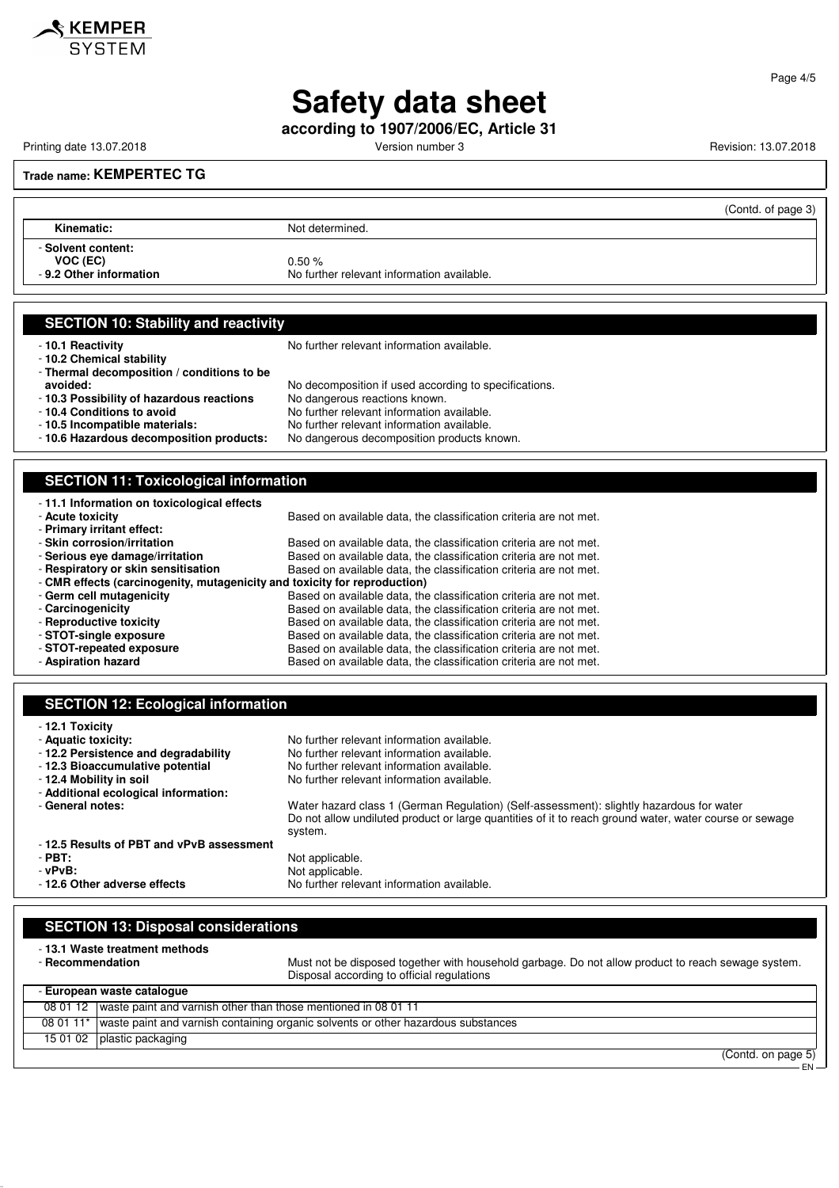# Safety data sheet

**according to 1907/2006/EC, Article 31**

Printing date 13.07.2018 Version number 3 Revision: 13.07.2018

**Trade name: KEMPERTEC TG**

(Contd. of page 3)

| | |
|---|---|
| **Kinematic:** | Not determined. |
| - **Solvent content:** | |
| **VOC (EC)** | 0.50 % |
| - **9.2 Other information** | No further relevant information available. |

## SECTION 10: Stability and reactivity

- **10.1 Reactivity**: No further relevant information available.
- **10.2 Chemical stability**
- **Thermal decomposition / conditions to be avoided:** No decomposition if used according to specifications.
- **10.3 Possibility of hazardous reactions**: No dangerous reactions known.
- **10.4 Conditions to avoid**: No further relevant information available.
- **10.5 Incompatible materials:** No further relevant information available.
- **10.6 Hazardous decomposition products:** No dangerous decomposition products known.

## SECTION 11: Toxicological information

- **11.1 Information on toxicological effects**
- **Acute toxicity**: Based on available data, the classification criteria are not met.
- **Primary irritant effect:**
- **Skin corrosion/irritation**: Based on available data, the classification criteria are not met.
- **Serious eye damage/irritation**: Based on available data, the classification criteria are not met.
- **Respiratory or skin sensitisation**: Based on available data, the classification criteria are not met.
- **CMR effects (carcinogenity, mutagenicity and toxicity for reproduction)**
- **Germ cell mutagenicity**: Based on available data, the classification criteria are not met.
- **Carcinogenicity**: Based on available data, the classification criteria are not met.
- **Reproductive toxicity**: Based on available data, the classification criteria are not met.
- **STOT-single exposure**: Based on available data, the classification criteria are not met.
- **STOT-repeated exposure**: Based on available data, the classification criteria are not met.
- **Aspiration hazard**: Based on available data, the classification criteria are not met.

## SECTION 12: Ecological information

- **12.1 Toxicity**
- **Aquatic toxicity:** No further relevant information available.
- **12.2 Persistence and degradability**: No further relevant information available.
- **12.3 Bioaccumulative potential**: No further relevant information available.
- **12.4 Mobility in soil**: No further relevant information available.
- **Additional ecological information:**
- **General notes:** Water hazard class 1 (German Regulation) (Self-assessment): slightly hazardous for water
  Do not allow undiluted product or large quantities of it to reach ground water, water course or sewage system.
- **12.5 Results of PBT and vPvB assessment**
- **PBT:** Not applicable.
- **vPvB:** Not applicable.
- **12.6 Other adverse effects**: No further relevant information available.

## SECTION 13: Disposal considerations

- **13.1 Waste treatment methods**
- **Recommendation**: Must not be disposed together with household garbage. Do not allow product to reach sewage system. Disposal according to official regulations

| - **European waste catalogue** | |
|---|---|
| 08 01 12 | waste paint and varnish other than those mentioned in 08 01 11 |
| 08 01 11* | waste paint and varnish containing organic solvents or other hazardous substances |
| 15 01 02 | plastic packaging |

(Contd. on page 5)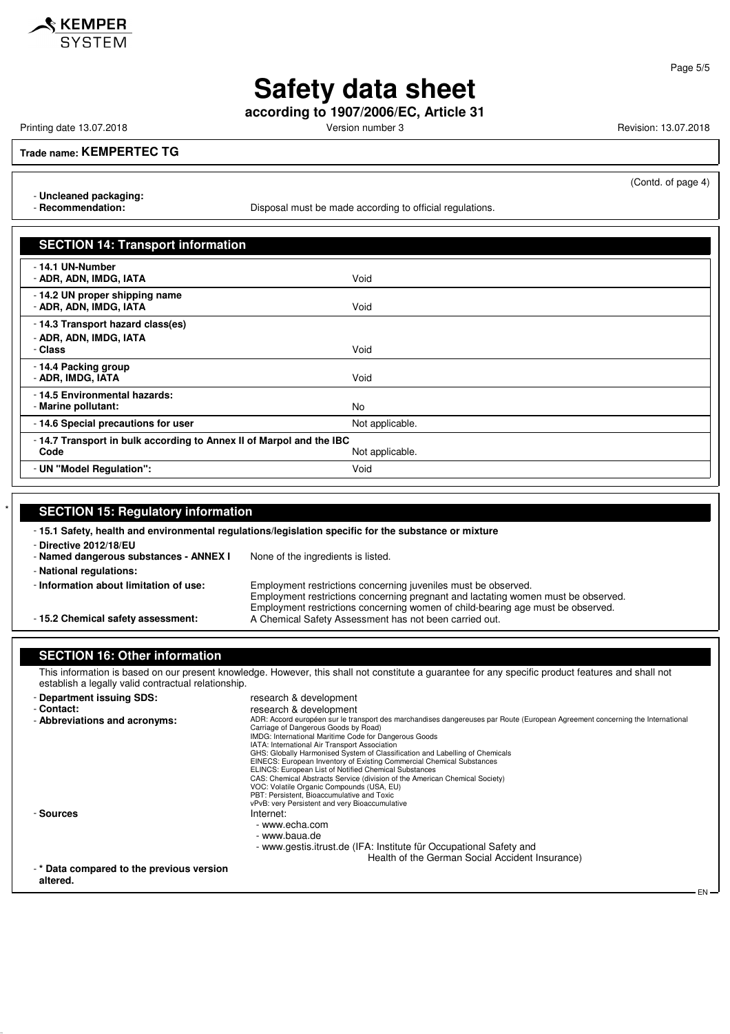**Trade name: KEMPERTEC TG**

(Contd. of page 4)

- **Uncleaned packaging:**
- **Recommendation:** Disposal must be made according to official regulations.

## SECTION 14: Transport information

| | |
|---|---|
| - **14.1 UN-Number** <br> - **ADR, ADN, IMDG, IATA** | Void |
| - **14.2 UN proper shipping name** <br> - **ADR, ADN, IMDG, IATA** | Void |
| - **14.3 Transport hazard class(es)** <br> - **ADR, ADN, IMDG, IATA** <br> - **Class** | Void |
| - **14.4 Packing group** <br> - **ADR, IMDG, IATA** | Void |
| - **14.5 Environmental hazards:** <br> - **Marine pollutant:** | No |
| - **14.6 Special precautions for user** | Not applicable. |
| - **14.7 Transport in bulk according to Annex II of Marpol and the IBC Code** | Not applicable. |
| - **UN "Model Regulation":** | Void |

## * SECTION 15: Regulatory information

- **15.1 Safety, health and environmental regulations/legislation specific for the substance or mixture**
- **Directive 2012/18/EU**
- **Named dangerous substances - ANNEX I** None of the ingredients is listed.
- **National regulations:**
- **Information about limitation of use:** Employment restrictions concerning juveniles must be observed.
  Employment restrictions concerning pregnant and lactating women must be observed.
  Employment restrictions concerning women of child-bearing age must be observed.
- **15.2 Chemical safety assessment:** A Chemical Safety Assessment has not been carried out.

## SECTION 16: Other information

This information is based on our present knowledge. However, this shall not constitute a guarantee for any specific product features and shall not establish a legally valid contractual relationship.

- **Department issuing SDS:** research & development
- **Contact:** research & development
- **Abbreviations and acronyms:**
  ADR: Accord européen sur le transport des marchandises dangereuses par Route (European Agreement concerning the International Carriage of Dangerous Goods by Road)
  IMDG: International Maritime Code for Dangerous Goods
  IATA: International Air Transport Association
  GHS: Globally Harmonised System of Classification and Labelling of Chemicals
  EINECS: European Inventory of Existing Commercial Chemical Substances
  ELINCS: European List of Notified Chemical Substances
  CAS: Chemical Abstracts Service (division of the American Chemical Society)
  VOC: Volatile Organic Compounds (USA, EU)
  PBT: Persistent, Bioaccumulative and Toxic
  vPvB: very Persistent and very Bioaccumulative
- **Sources** Internet:
  - www.echa.com
  - www.baua.de
  - www.gestis.itrust.de (IFA: Institute für Occupational Safety and Health of the German Social Accident Insurance)
- **\* Data compared to the previous version altered.**